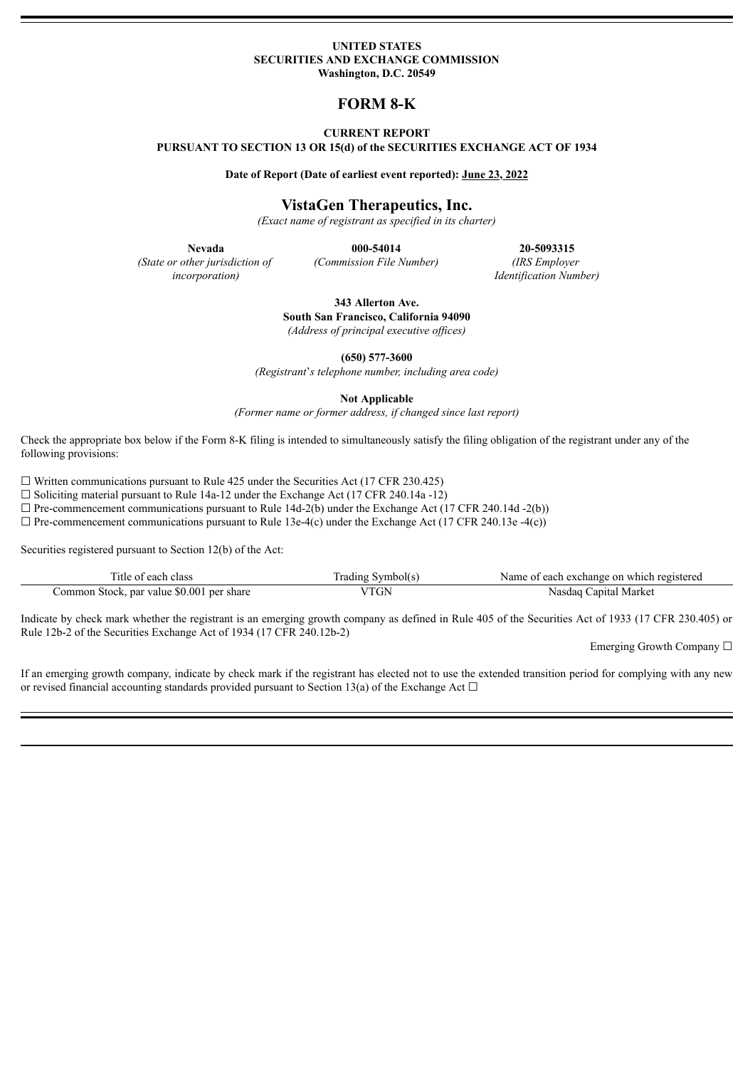**UNITED STATES**
**SECURITIES AND EXCHANGE COMMISSION**
**Washington, D.C. 20549**

# FORM 8-K

**CURRENT REPORT**
**PURSUANT TO SECTION 13 OR 15(d) of the SECURITIES EXCHANGE ACT OF 1934**

**Date of Report (Date of earliest event reported): June 23, 2022**

## VistaGen Therapeutics, Inc.

*(Exact name of registrant as specified in its charter)*

| **Nevada** | **000-54014** | **20-5093315** |
|---|---|---|
| *(State or other jurisdiction of incorporation)* | *(Commission File Number)* | *(IRS Employer Identification Number)* |

**343 Allerton Ave.**
**South San Francisco, California 94090**
*(Address of principal executive offices)*

**(650) 577-3600**
*(Registrant's telephone number, including area code)*

**Not Applicable**
*(Former name or former address, if changed since last report)*

Check the appropriate box below if the Form 8-K filing is intended to simultaneously satisfy the filing obligation of the registrant under any of the following provisions:

☐ Written communications pursuant to Rule 425 under the Securities Act (17 CFR 230.425)
☐ Soliciting material pursuant to Rule 14a-12 under the Exchange Act (17 CFR 240.14a -12)
☐ Pre-commencement communications pursuant to Rule 14d-2(b) under the Exchange Act (17 CFR 240.14d -2(b))
☐ Pre-commencement communications pursuant to Rule 13e-4(c) under the Exchange Act (17 CFR 240.13e -4(c))

Securities registered pursuant to Section 12(b) of the Act:

| Title of each class | Trading Symbol(s) | Name of each exchange on which registered |
|---|---|---|
| Common Stock, par value $0.001 per share | VTGN | Nasdaq Capital Market |

Indicate by check mark whether the registrant is an emerging growth company as defined in Rule 405 of the Securities Act of 1933 (17 CFR 230.405) or Rule 12b-2 of the Securities Exchange Act of 1934 (17 CFR 240.12b-2)

Emerging Growth Company ☐

If an emerging growth company, indicate by check mark if the registrant has elected not to use the extended transition period for complying with any new or revised financial accounting standards provided pursuant to Section 13(a) of the Exchange Act ☐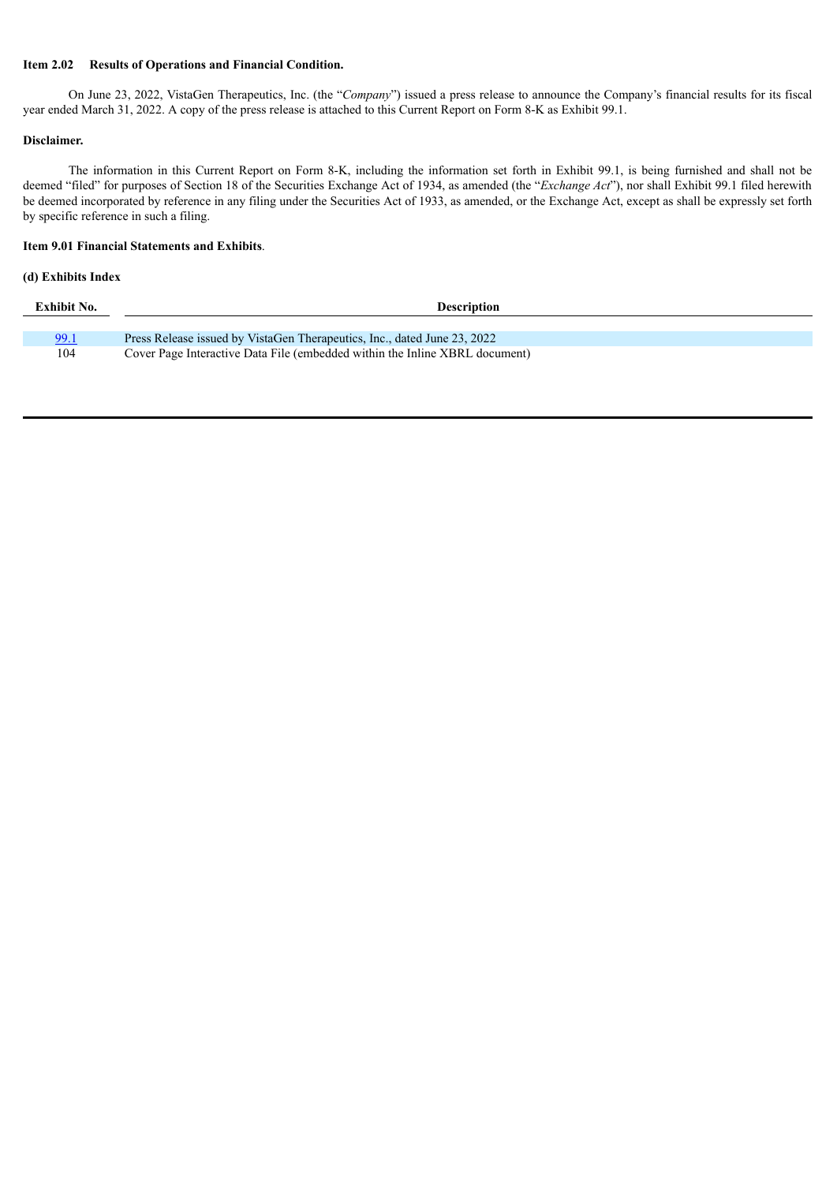**Item 2.02 Results of Operations and Financial Condition.**

On June 23, 2022, VistaGen Therapeutics, Inc. (the "*Company*") issued a press release to announce the Company's financial results for its fiscal year ended March 31, 2022. A copy of the press release is attached to this Current Report on Form 8-K as Exhibit 99.1.

**Disclaimer.**

The information in this Current Report on Form 8-K, including the information set forth in Exhibit 99.1, is being furnished and shall not be deemed "filed" for purposes of Section 18 of the Securities Exchange Act of 1934, as amended (the "*Exchange Act*"), nor shall Exhibit 99.1 filed herewith be deemed incorporated by reference in any filing under the Securities Act of 1933, as amended, or the Exchange Act, except as shall be expressly set forth by specific reference in such a filing.

**Item 9.01 Financial Statements and Exhibits**.

**(d) Exhibits Index**

| Exhibit No. | Description |
| --- | --- |
| 99.1 | Press Release issued by VistaGen Therapeutics, Inc., dated June 23, 2022 |
| 104 | Cover Page Interactive Data File (embedded within the Inline XBRL document) |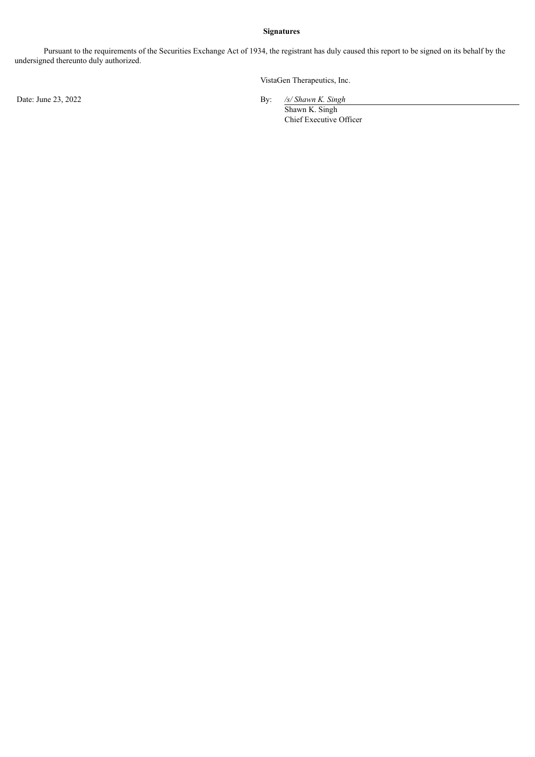**Signatures**

Pursuant to the requirements of the Securities Exchange Act of 1934, the registrant has duly caused this report to be signed on its behalf by the undersigned thereunto duly authorized.

VistaGen Therapeutics, Inc.

Date: June 23, 2022

By: */s/ Shawn K. Singh*

Shawn K. Singh
Chief Executive Officer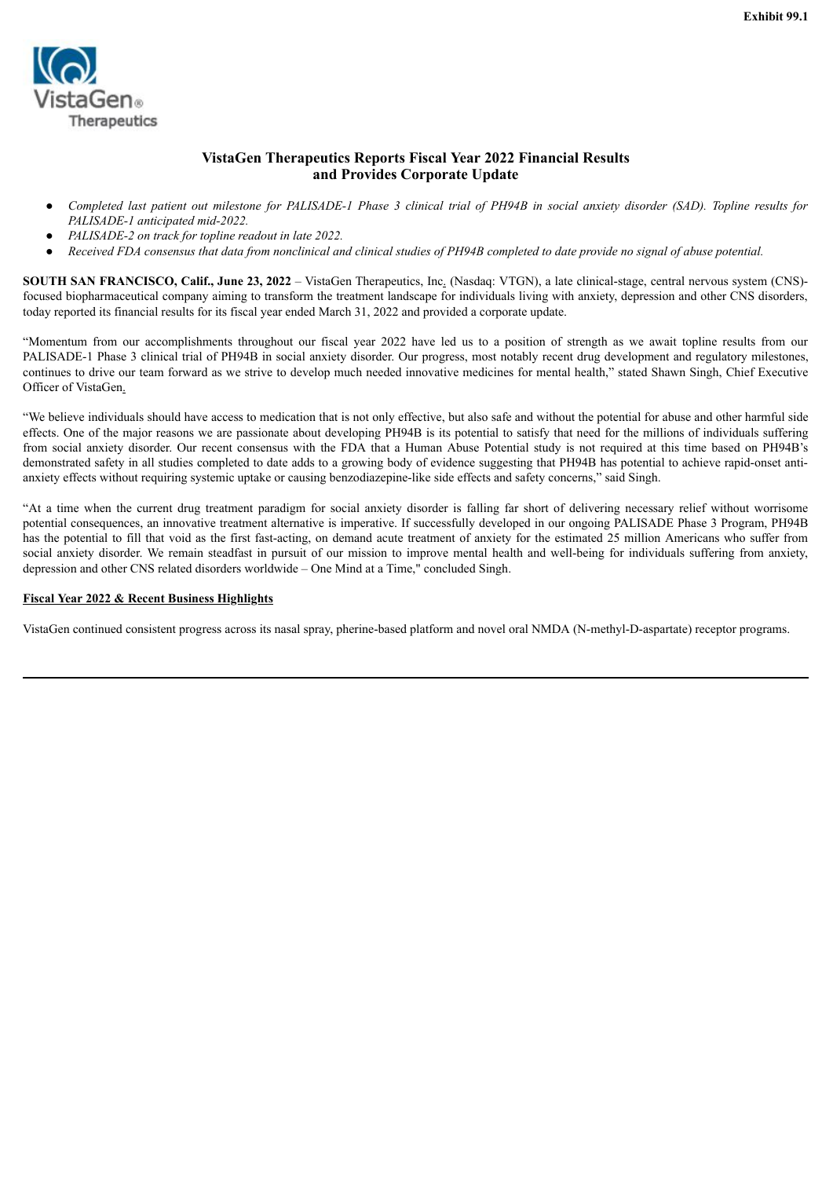Exhibit 99.1

VistaGen® Therapeutics

## VistaGen Therapeutics Reports Fiscal Year 2022 Financial Results and Provides Corporate Update

- *Completed last patient out milestone for PALISADE-1 Phase 3 clinical trial of PH94B in social anxiety disorder (SAD). Topline results for PALISADE-1 anticipated mid-2022.*
- *PALISADE-2 on track for topline readout in late 2022.*
- *Received FDA consensus that data from nonclinical and clinical studies of PH94B completed to date provide no signal of abuse potential.*

**SOUTH SAN FRANCISCO, Calif., June 23, 2022** – VistaGen Therapeutics, Inc. (Nasdaq: VTGN), a late clinical-stage, central nervous system (CNS)-focused biopharmaceutical company aiming to transform the treatment landscape for individuals living with anxiety, depression and other CNS disorders, today reported its financial results for its fiscal year ended March 31, 2022 and provided a corporate update.

"Momentum from our accomplishments throughout our fiscal year 2022 have led us to a position of strength as we await topline results from our PALISADE-1 Phase 3 clinical trial of PH94B in social anxiety disorder. Our progress, most notably recent drug development and regulatory milestones, continues to drive our team forward as we strive to develop much needed innovative medicines for mental health," stated Shawn Singh, Chief Executive Officer of VistaGen.

"We believe individuals should have access to medication that is not only effective, but also safe and without the potential for abuse and other harmful side effects. One of the major reasons we are passionate about developing PH94B is its potential to satisfy that need for the millions of individuals suffering from social anxiety disorder. Our recent consensus with the FDA that a Human Abuse Potential study is not required at this time based on PH94B's demonstrated safety in all studies completed to date adds to a growing body of evidence suggesting that PH94B has potential to achieve rapid-onset anti-anxiety effects without requiring systemic uptake or causing benzodiazepine-like side effects and safety concerns," said Singh.

"At a time when the current drug treatment paradigm for social anxiety disorder is falling far short of delivering necessary relief without worrisome potential consequences, an innovative treatment alternative is imperative. If successfully developed in our ongoing PALISADE Phase 3 Program, PH94B has the potential to fill that void as the first fast-acting, on demand acute treatment of anxiety for the estimated 25 million Americans who suffer from social anxiety disorder. We remain steadfast in pursuit of our mission to improve mental health and well-being for individuals suffering from anxiety, depression and other CNS related disorders worldwide – One Mind at a Time," concluded Singh.

**Fiscal Year 2022 & Recent Business Highlights**

VistaGen continued consistent progress across its nasal spray, pherine-based platform and novel oral NMDA (N-methyl-D-aspartate) receptor programs.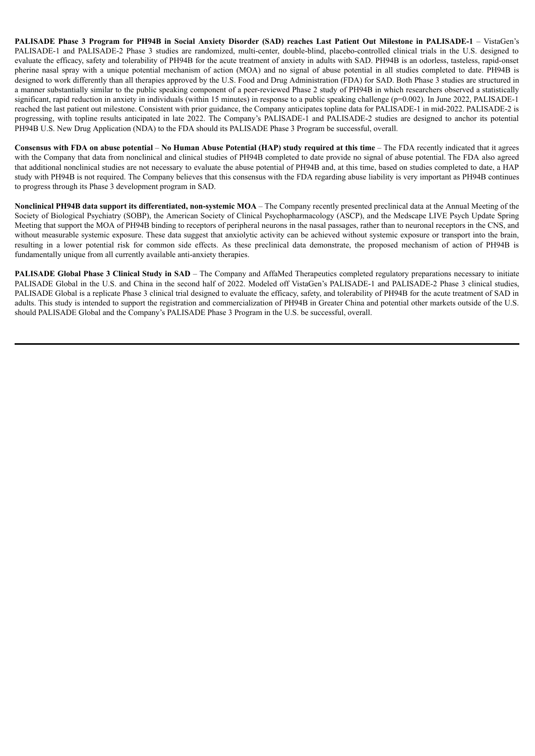**PALISADE Phase 3 Program for PH94B in Social Anxiety Disorder (SAD) reaches Last Patient Out Milestone in PALISADE-1** – VistaGen's PALISADE-1 and PALISADE-2 Phase 3 studies are randomized, multi-center, double-blind, placebo-controlled clinical trials in the U.S. designed to evaluate the efficacy, safety and tolerability of PH94B for the acute treatment of anxiety in adults with SAD. PH94B is an odorless, tasteless, rapid-onset pherine nasal spray with a unique potential mechanism of action (MOA) and no signal of abuse potential in all studies completed to date. PH94B is designed to work differently than all therapies approved by the U.S. Food and Drug Administration (FDA) for SAD. Both Phase 3 studies are structured in a manner substantially similar to the public speaking component of a peer-reviewed Phase 2 study of PH94B in which researchers observed a statistically significant, rapid reduction in anxiety in individuals (within 15 minutes) in response to a public speaking challenge ($p=0.002$). In June 2022, PALISADE-1 reached the last patient out milestone. Consistent with prior guidance, the Company anticipates topline data for PALISADE-1 in mid-2022. PALISADE-2 is progressing, with topline results anticipated in late 2022. The Company's PALISADE-1 and PALISADE-2 studies are designed to anchor its potential PH94B U.S. New Drug Application (NDA) to the FDA should its PALISADE Phase 3 Program be successful, overall.

**Consensus with FDA on abuse potential** – **No Human Abuse Potential (HAP) study required at this time** – The FDA recently indicated that it agrees with the Company that data from nonclinical and clinical studies of PH94B completed to date provide no signal of abuse potential. The FDA also agreed that additional nonclinical studies are not necessary to evaluate the abuse potential of PH94B and, at this time, based on studies completed to date, a HAP study with PH94B is not required. The Company believes that this consensus with the FDA regarding abuse liability is very important as PH94B continues to progress through its Phase 3 development program in SAD.

**Nonclinical PH94B data support its differentiated, non-systemic MOA** – The Company recently presented preclinical data at the Annual Meeting of the Society of Biological Psychiatry (SOBP), the American Society of Clinical Psychopharmacology (ASCP), and the Medscape LIVE Psych Update Spring Meeting that support the MOA of PH94B binding to receptors of peripheral neurons in the nasal passages, rather than to neuronal receptors in the CNS, and without measurable systemic exposure. These data suggest that anxiolytic activity can be achieved without systemic exposure or transport into the brain, resulting in a lower potential risk for common side effects. As these preclinical data demonstrate, the proposed mechanism of action of PH94B is fundamentally unique from all currently available anti-anxiety therapies.

**PALISADE Global Phase 3 Clinical Study in SAD** – The Company and AffaMed Therapeutics completed regulatory preparations necessary to initiate PALISADE Global in the U.S. and China in the second half of 2022. Modeled off VistaGen's PALISADE-1 and PALISADE-2 Phase 3 clinical studies, PALISADE Global is a replicate Phase 3 clinical trial designed to evaluate the efficacy, safety, and tolerability of PH94B for the acute treatment of SAD in adults. This study is intended to support the registration and commercialization of PH94B in Greater China and potential other markets outside of the U.S. should PALISADE Global and the Company's PALISADE Phase 3 Program in the U.S. be successful, overall.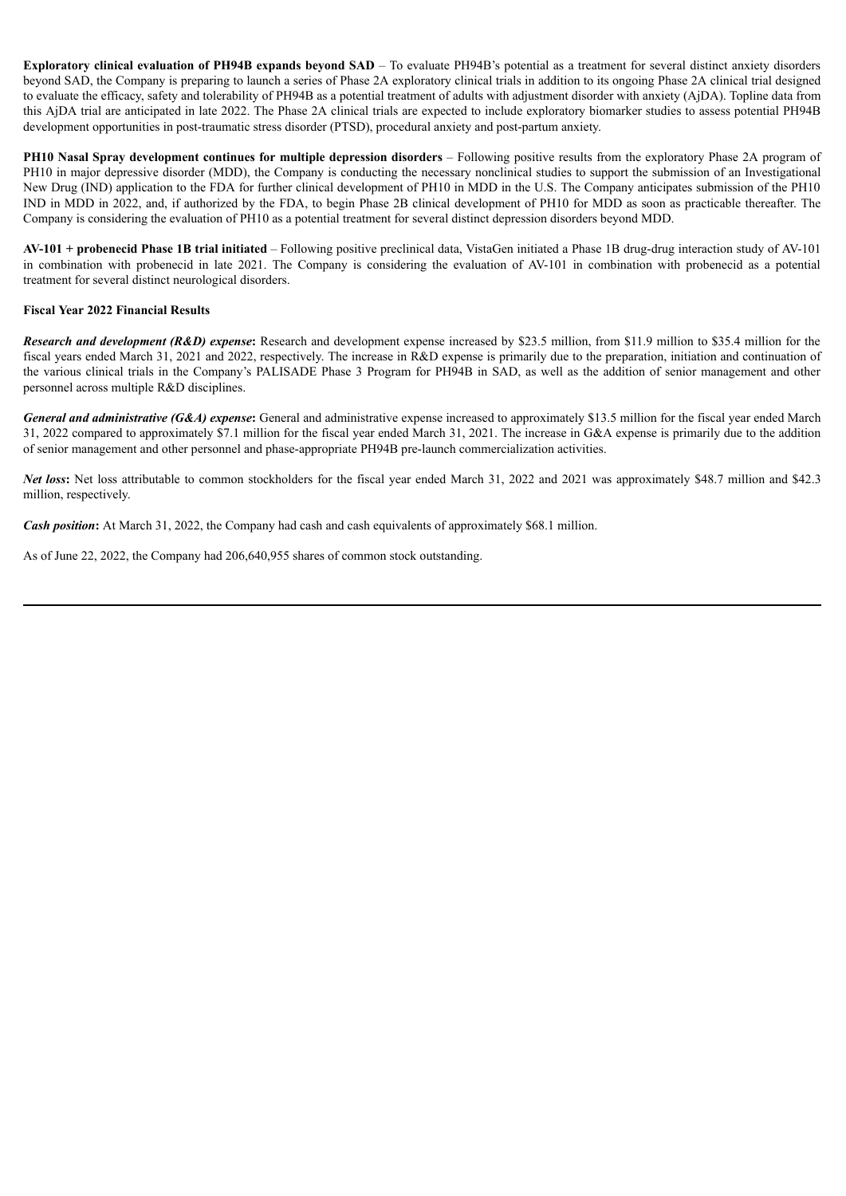**Exploratory clinical evaluation of PH94B expands beyond SAD** – To evaluate PH94B's potential as a treatment for several distinct anxiety disorders beyond SAD, the Company is preparing to launch a series of Phase 2A exploratory clinical trials in addition to its ongoing Phase 2A clinical trial designed to evaluate the efficacy, safety and tolerability of PH94B as a potential treatment of adults with adjustment disorder with anxiety (AjDA). Topline data from this AjDA trial are anticipated in late 2022. The Phase 2A clinical trials are expected to include exploratory biomarker studies to assess potential PH94B development opportunities in post-traumatic stress disorder (PTSD), procedural anxiety and post-partum anxiety.

**PH10 Nasal Spray development continues for multiple depression disorders** – Following positive results from the exploratory Phase 2A program of PH10 in major depressive disorder (MDD), the Company is conducting the necessary nonclinical studies to support the submission of an Investigational New Drug (IND) application to the FDA for further clinical development of PH10 in MDD in the U.S. The Company anticipates submission of the PH10 IND in MDD in 2022, and, if authorized by the FDA, to begin Phase 2B clinical development of PH10 for MDD as soon as practicable thereafter. The Company is considering the evaluation of PH10 as a potential treatment for several distinct depression disorders beyond MDD.

**AV-101 + probenecid Phase 1B trial initiated** – Following positive preclinical data, VistaGen initiated a Phase 1B drug-drug interaction study of AV-101 in combination with probenecid in late 2021. The Company is considering the evaluation of AV-101 in combination with probenecid as a potential treatment for several distinct neurological disorders.

**Fiscal Year 2022 Financial Results**

***Research and development (R&D) expense*:** Research and development expense increased by $23.5 million, from $11.9 million to $35.4 million for the fiscal years ended March 31, 2021 and 2022, respectively. The increase in R&D expense is primarily due to the preparation, initiation and continuation of the various clinical trials in the Company's PALISADE Phase 3 Program for PH94B in SAD, as well as the addition of senior management and other personnel across multiple R&D disciplines.

***General and administrative (G&A) expense*:** General and administrative expense increased to approximately $13.5 million for the fiscal year ended March 31, 2022 compared to approximately $7.1 million for the fiscal year ended March 31, 2021. The increase in G&A expense is primarily due to the addition of senior management and other personnel and phase-appropriate PH94B pre-launch commercialization activities.

***Net loss*:** Net loss attributable to common stockholders for the fiscal year ended March 31, 2022 and 2021 was approximately $48.7 million and $42.3 million, respectively.

***Cash position*:** At March 31, 2022, the Company had cash and cash equivalents of approximately $68.1 million.

As of June 22, 2022, the Company had 206,640,955 shares of common stock outstanding.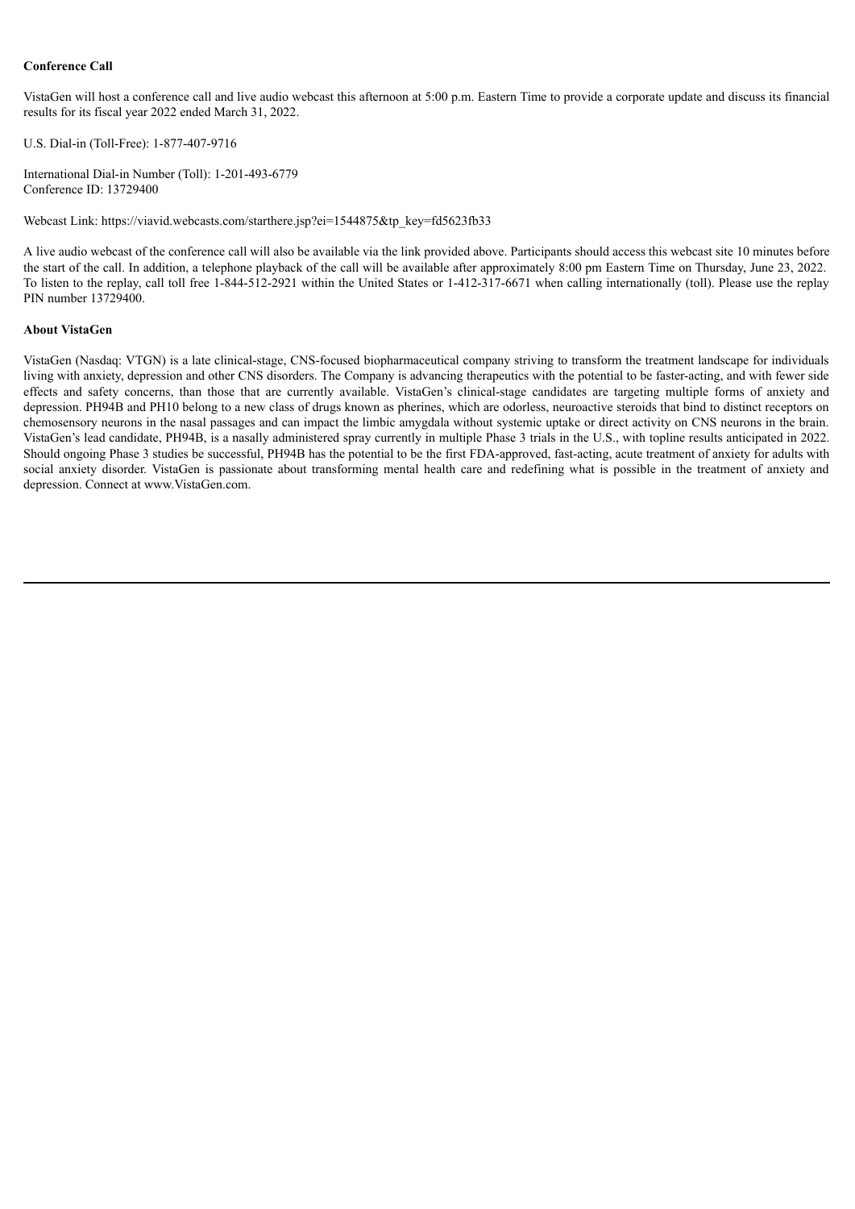**Conference Call**

VistaGen will host a conference call and live audio webcast this afternoon at 5:00 p.m. Eastern Time to provide a corporate update and discuss its financial results for its fiscal year 2022 ended March 31, 2022.

U.S. Dial-in (Toll-Free): 1-877-407-9716

International Dial-in Number (Toll): 1-201-493-6779
Conference ID: 13729400

Webcast Link: https://viavid.webcasts.com/starthere.jsp?ei=1544875&tp_key=fd5623fb33

A live audio webcast of the conference call will also be available via the link provided above. Participants should access this webcast site 10 minutes before the start of the call. In addition, a telephone playback of the call will be available after approximately 8:00 pm Eastern Time on Thursday, June 23, 2022. To listen to the replay, call toll free 1-844-512-2921 within the United States or 1-412-317-6671 when calling internationally (toll). Please use the replay PIN number 13729400.

**About VistaGen**

VistaGen (Nasdaq: VTGN) is a late clinical-stage, CNS-focused biopharmaceutical company striving to transform the treatment landscape for individuals living with anxiety, depression and other CNS disorders. The Company is advancing therapeutics with the potential to be faster-acting, and with fewer side effects and safety concerns, than those that are currently available. VistaGen's clinical-stage candidates are targeting multiple forms of anxiety and depression. PH94B and PH10 belong to a new class of drugs known as pherines, which are odorless, neuroactive steroids that bind to distinct receptors on chemosensory neurons in the nasal passages and can impact the limbic amygdala without systemic uptake or direct activity on CNS neurons in the brain. VistaGen's lead candidate, PH94B, is a nasally administered spray currently in multiple Phase 3 trials in the U.S., with topline results anticipated in 2022. Should ongoing Phase 3 studies be successful, PH94B has the potential to be the first FDA-approved, fast-acting, acute treatment of anxiety for adults with social anxiety disorder. VistaGen is passionate about transforming mental health care and redefining what is possible in the treatment of anxiety and depression. Connect at www.VistaGen.com.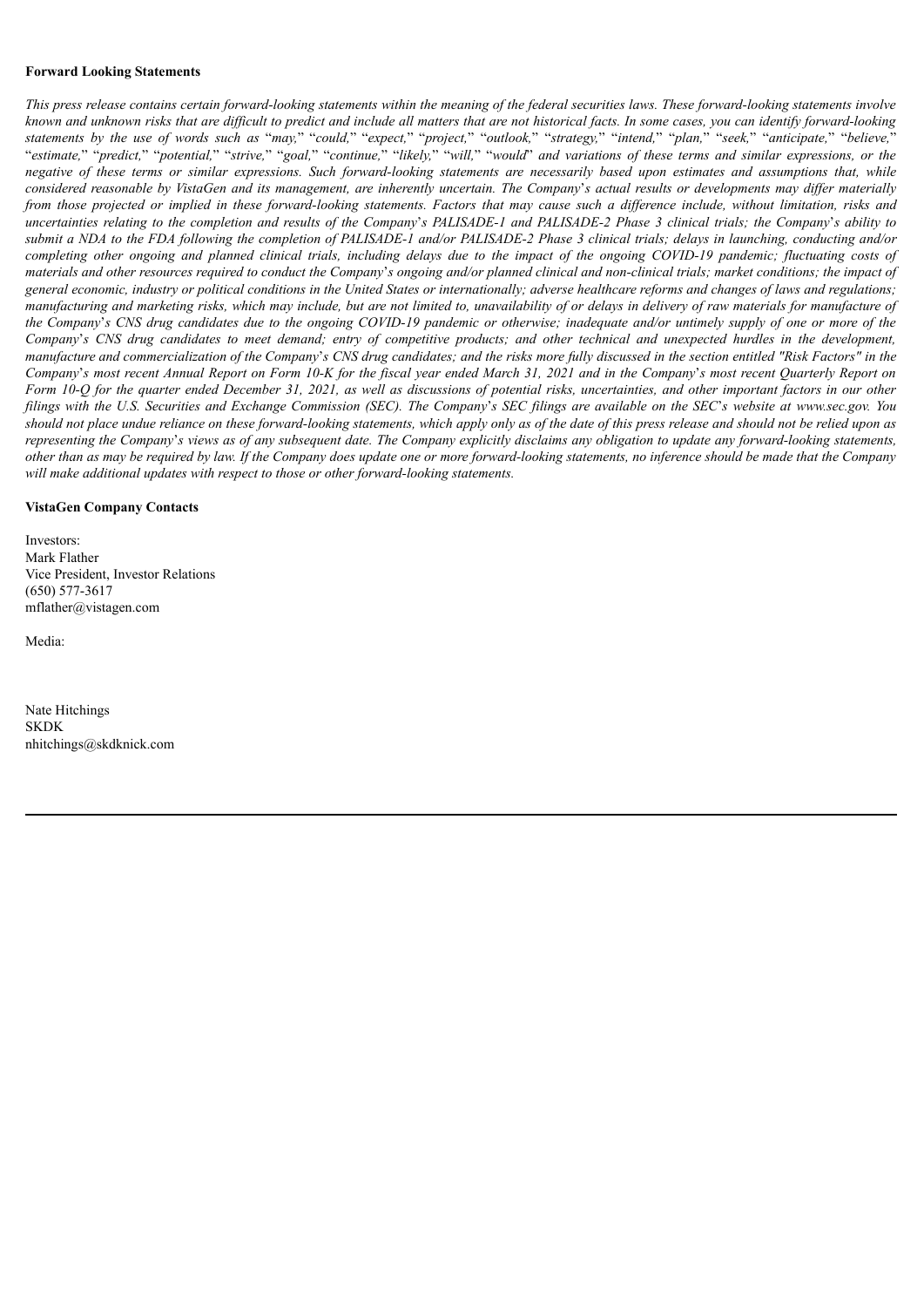**Forward Looking Statements**

*This press release contains certain forward-looking statements within the meaning of the federal securities laws. These forward-looking statements involve known and unknown risks that are difficult to predict and include all matters that are not historical facts. In some cases, you can identify forward-looking statements by the use of words such as "may," "could," "expect," "project," "outlook," "strategy," "intend," "plan," "seek," "anticipate," "believe," "estimate," "predict," "potential," "strive," "goal," "continue," "likely," "will," "would" and variations of these terms and similar expressions, or the negative of these terms or similar expressions. Such forward-looking statements are necessarily based upon estimates and assumptions that, while considered reasonable by VistaGen and its management, are inherently uncertain. The Company's actual results or developments may differ materially from those projected or implied in these forward-looking statements. Factors that may cause such a difference include, without limitation, risks and uncertainties relating to the completion and results of the Company's PALISADE-1 and PALISADE-2 Phase 3 clinical trials; the Company's ability to submit a NDA to the FDA following the completion of PALISADE-1 and/or PALISADE-2 Phase 3 clinical trials; delays in launching, conducting and/or completing other ongoing and planned clinical trials, including delays due to the impact of the ongoing COVID-19 pandemic; fluctuating costs of materials and other resources required to conduct the Company's ongoing and/or planned clinical and non-clinical trials; market conditions; the impact of general economic, industry or political conditions in the United States or internationally; adverse healthcare reforms and changes of laws and regulations; manufacturing and marketing risks, which may include, but are not limited to, unavailability of or delays in delivery of raw materials for manufacture of the Company's CNS drug candidates due to the ongoing COVID-19 pandemic or otherwise; inadequate and/or untimely supply of one or more of the Company's CNS drug candidates to meet demand; entry of competitive products; and other technical and unexpected hurdles in the development, manufacture and commercialization of the Company's CNS drug candidates; and the risks more fully discussed in the section entitled "Risk Factors" in the Company's most recent Annual Report on Form 10-K for the fiscal year ended March 31, 2021 and in the Company's most recent Quarterly Report on Form 10-Q for the quarter ended December 31, 2021, as well as discussions of potential risks, uncertainties, and other important factors in our other filings with the U.S. Securities and Exchange Commission (SEC). The Company's SEC filings are available on the SEC's website at www.sec.gov. You should not place undue reliance on these forward-looking statements, which apply only as of the date of this press release and should not be relied upon as representing the Company's views as of any subsequent date. The Company explicitly disclaims any obligation to update any forward-looking statements, other than as may be required by law. If the Company does update one or more forward-looking statements, no inference should be made that the Company will make additional updates with respect to those or other forward-looking statements.*

**VistaGen Company Contacts**

Investors:
Mark Flather
Vice President, Investor Relations
(650) 577-3617
mflather@vistagen.com

Media:

Nate Hitchings
SKDK
nhitchings@skdknick.com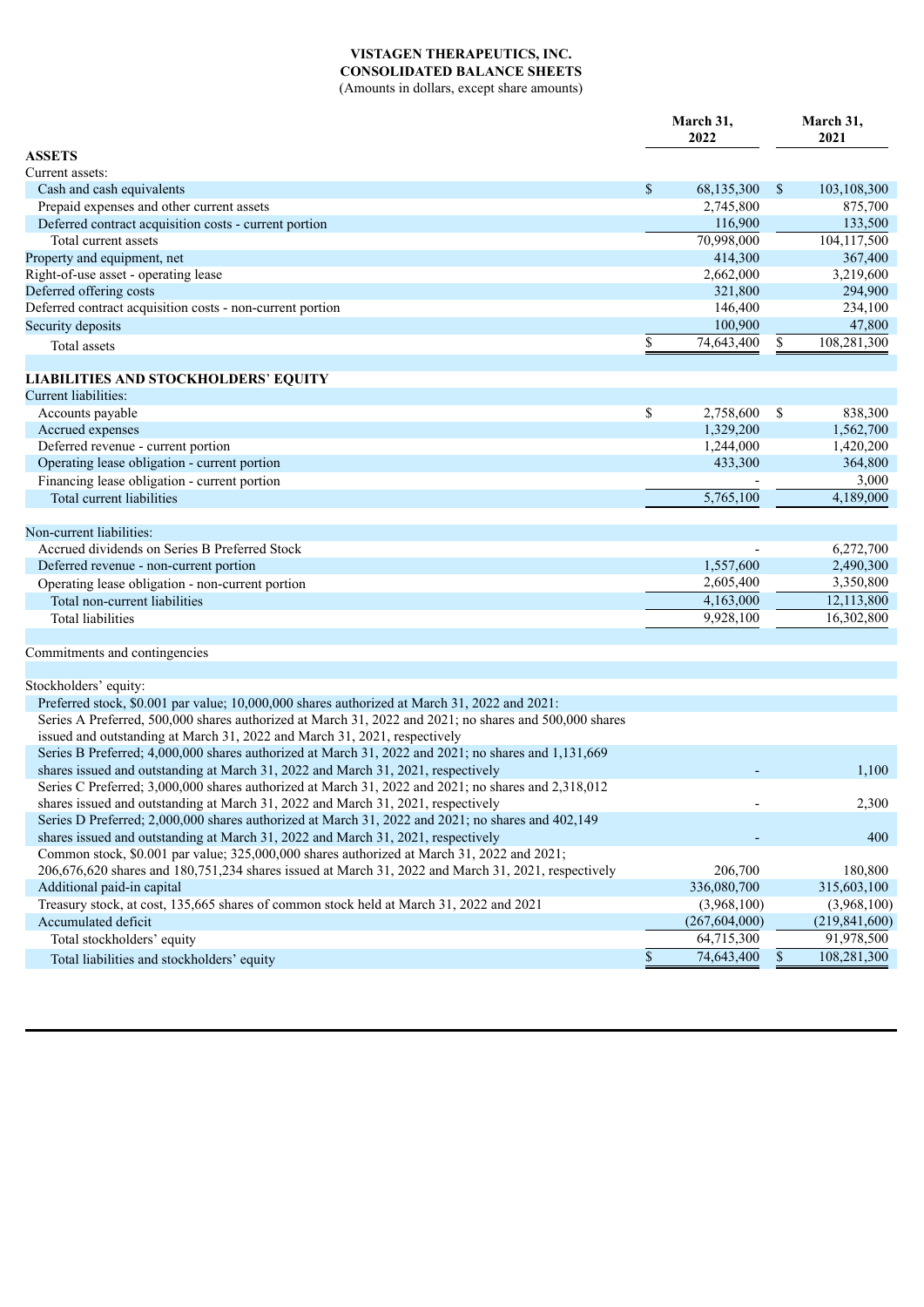**VISTAGEN THERAPEUTICS, INC.**
**CONSOLIDATED BALANCE SHEETS**
(Amounts in dollars, except share amounts)

| | March 31, 2022 | March 31, 2021 |
|---|---|---|
| **ASSETS** | | |
| Current assets: | | |
| Cash and cash equivalents | $ 68,135,300 | $ 103,108,300 |
| Prepaid expenses and other current assets | 2,745,800 | 875,700 |
| Deferred contract acquisition costs - current portion | 116,900 | 133,500 |
| Total current assets | 70,998,000 | 104,117,500 |
| Property and equipment, net | 414,300 | 367,400 |
| Right-of-use asset - operating lease | 2,662,000 | 3,219,600 |
| Deferred offering costs | 321,800 | 294,900 |
| Deferred contract acquisition costs - non-current portion | 146,400 | 234,100 |
| Security deposits | 100,900 | 47,800 |
| Total assets | $ 74,643,400 | $ 108,281,300 |
| | | |
| **LIABILITIES AND STOCKHOLDERS' EQUITY** | | |
| Current liabilities: | | |
| Accounts payable | $ 2,758,600 | $ 838,300 |
| Accrued expenses | 1,329,200 | 1,562,700 |
| Deferred revenue - current portion | 1,244,000 | 1,420,200 |
| Operating lease obligation - current portion | 433,300 | 364,800 |
| Financing lease obligation - current portion | - | 3,000 |
| Total current liabilities | 5,765,100 | 4,189,000 |
| | | |
| Non-current liabilities: | | |
| Accrued dividends on Series B Preferred Stock | - | 6,272,700 |
| Deferred revenue - non-current portion | 1,557,600 | 2,490,300 |
| Operating lease obligation - non-current portion | 2,605,400 | 3,350,800 |
| Total non-current liabilities | 4,163,000 | 12,113,800 |
| Total liabilities | 9,928,100 | 16,302,800 |
| | | |
| Commitments and contingencies | | |
| | | |
| Stockholders' equity: | | |
| Preferred stock, $0.001 par value; 10,000,000 shares authorized at March 31, 2022 and 2021: | | |
| Series A Preferred, 500,000 shares authorized at March 31, 2022 and 2021; no shares and 500,000 shares issued and outstanding at March 31, 2022 and March 31, 2021, respectively | | |
| Series B Preferred; 4,000,000 shares authorized at March 31, 2022 and 2021; no shares and 1,131,669 shares issued and outstanding at March 31, 2022 and March 31, 2021, respectively | - | 1,100 |
| Series C Preferred; 3,000,000 shares authorized at March 31, 2022 and 2021; no shares and 2,318,012 shares issued and outstanding at March 31, 2022 and March 31, 2021, respectively | - | 2,300 |
| Series D Preferred; 2,000,000 shares authorized at March 31, 2022 and 2021; no shares and 402,149 shares issued and outstanding at March 31, 2022 and March 31, 2021, respectively | - | 400 |
| Common stock, $0.001 par value; 325,000,000 shares authorized at March 31, 2022 and 2021; 206,676,620 shares and 180,751,234 shares issued at March 31, 2022 and March 31, 2021, respectively | 206,700 | 180,800 |
| Additional paid-in capital | 336,080,700 | 315,603,100 |
| Treasury stock, at cost, 135,665 shares of common stock held at March 31, 2022 and 2021 | (3,968,100) | (3,968,100) |
| Accumulated deficit | (267,604,000) | (219,841,600) |
| Total stockholders' equity | 64,715,300 | 91,978,500 |
| Total liabilities and stockholders' equity | $ 74,643,400 | $ 108,281,300 |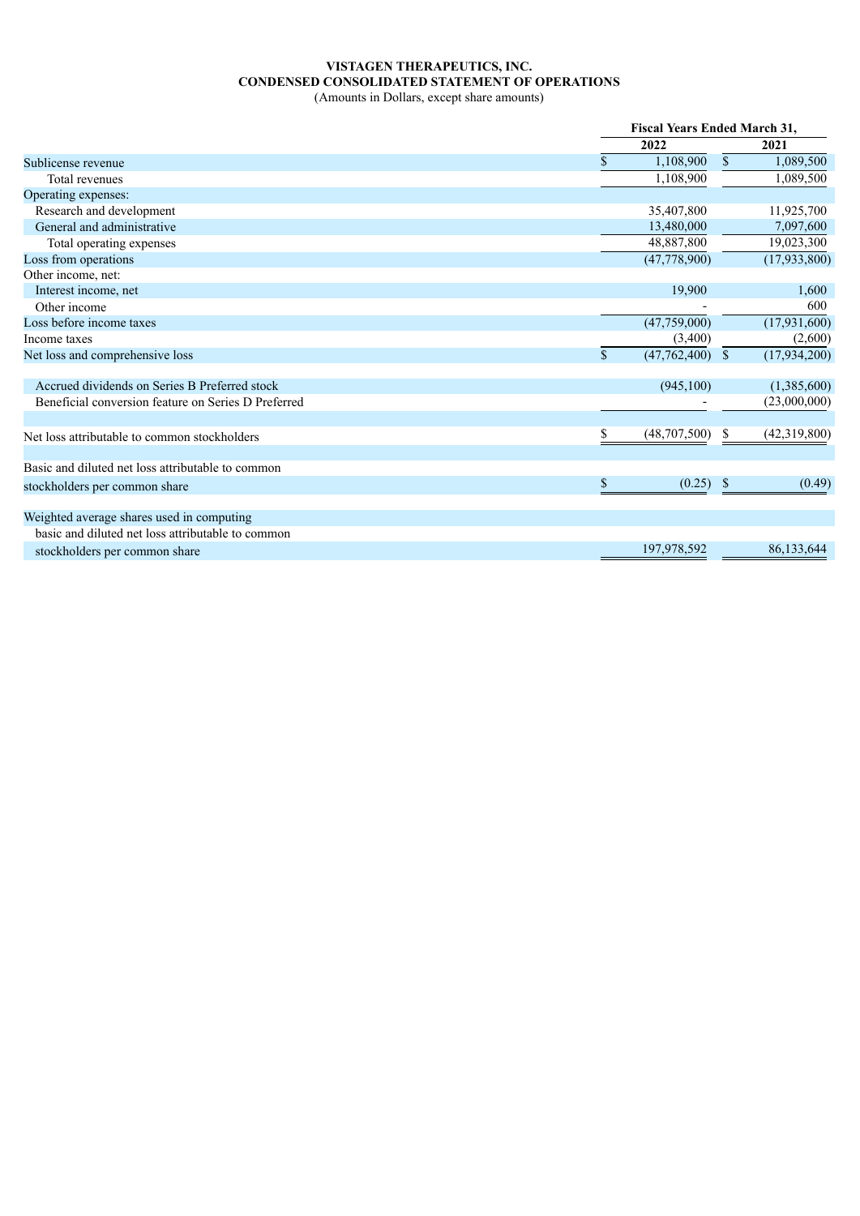**VISTAGEN THERAPEUTICS, INC.**
**CONDENSED CONSOLIDATED STATEMENT OF OPERATIONS**
(Amounts in Dollars, except share amounts)

| | Fiscal Years Ended March 31, | |
|---|---|---|
| | 2022 | 2021 |
| Sublicense revenue | $ 1,108,900 | $ 1,089,500 |
| Total revenues | 1,108,900 | 1,089,500 |
| Operating expenses: | | |
| Research and development | 35,407,800 | 11,925,700 |
| General and administrative | 13,480,000 | 7,097,600 |
| Total operating expenses | 48,887,800 | 19,023,300 |
| Loss from operations | (47,778,900) | (17,933,800) |
| Other income, net: | | |
| Interest income, net | 19,900 | 1,600 |
| Other income | - | 600 |
| Loss before income taxes | (47,759,000) | (17,931,600) |
| Income taxes | (3,400) | (2,600) |
| Net loss and comprehensive loss | $ (47,762,400) | $ (17,934,200) |
| | | |
| Accrued dividends on Series B Preferred stock | (945,100) | (1,385,600) |
| Beneficial conversion feature on Series D Preferred | - | (23,000,000) |
| | | |
| Net loss attributable to common stockholders | $ (48,707,500) | $ (42,319,800) |
| | | |
| Basic and diluted net loss attributable to common stockholders per common share | $ (0.25) | $ (0.49) |
| | | |
| Weighted average shares used in computing basic and diluted net loss attributable to common stockholders per common share | 197,978,592 | 86,133,644 |